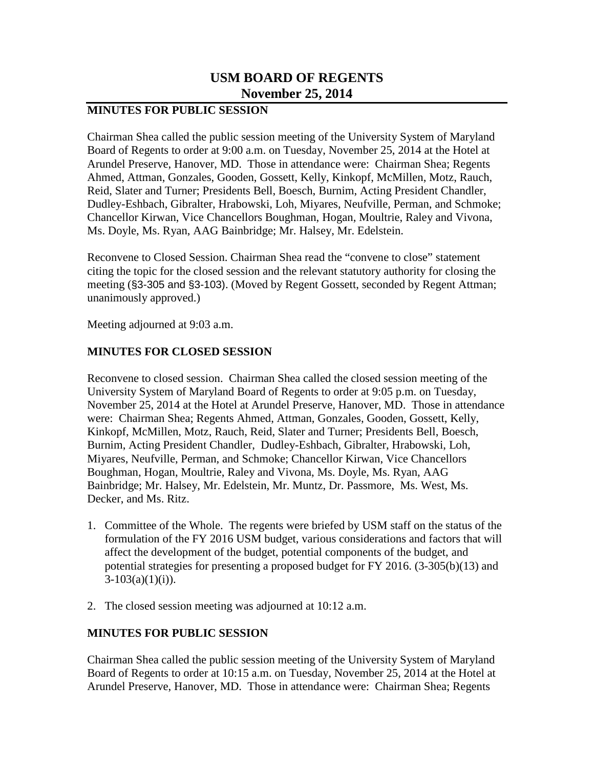# USM BOARD OF REGENTS
# November 25, 2014

## MINUTES FOR PUBLIC SESSION

Chairman Shea called the public session meeting of the University System of Maryland Board of Regents to order at 9:00 a.m. on Tuesday, November 25, 2014 at the Hotel at Arundel Preserve, Hanover, MD. Those in attendance were: Chairman Shea; Regents Ahmed, Attman, Gonzales, Gooden, Gossett, Kelly, Kinkopf, McMillen, Motz, Rauch, Reid, Slater and Turner; Presidents Bell, Boesch, Burnim, Acting President Chandler, Dudley-Eshbach, Gibralter, Hrabowski, Loh, Miyares, Neufville, Perman, and Schmoke; Chancellor Kirwan, Vice Chancellors Boughman, Hogan, Moultrie, Raley and Vivona, Ms. Doyle, Ms. Ryan, AAG Bainbridge; Mr. Halsey, Mr. Edelstein.

Reconvene to Closed Session. Chairman Shea read the "convene to close" statement citing the topic for the closed session and the relevant statutory authority for closing the meeting (§3-305 and §3-103). (Moved by Regent Gossett, seconded by Regent Attman; unanimously approved.)

Meeting adjourned at 9:03 a.m.

## MINUTES FOR CLOSED SESSION

Reconvene to closed session. Chairman Shea called the closed session meeting of the University System of Maryland Board of Regents to order at 9:05 p.m. on Tuesday, November 25, 2014 at the Hotel at Arundel Preserve, Hanover, MD. Those in attendance were: Chairman Shea; Regents Ahmed, Attman, Gonzales, Gooden, Gossett, Kelly, Kinkopf, McMillen, Motz, Rauch, Reid, Slater and Turner; Presidents Bell, Boesch, Burnim, Acting President Chandler, Dudley-Eshbach, Gibralter, Hrabowski, Loh, Miyares, Neufville, Perman, and Schmoke; Chancellor Kirwan, Vice Chancellors Boughman, Hogan, Moultrie, Raley and Vivona, Ms. Doyle, Ms. Ryan, AAG Bainbridge; Mr. Halsey, Mr. Edelstein, Mr. Muntz, Dr. Passmore, Ms. West, Ms. Decker, and Ms. Ritz.

1. Committee of the Whole. The regents were briefed by USM staff on the status of the formulation of the FY 2016 USM budget, various considerations and factors that will affect the development of the budget, potential components of the budget, and potential strategies for presenting a proposed budget for FY 2016. (3-305(b)(13) and 3-103(a)(1)(i)).

2. The closed session meeting was adjourned at 10:12 a.m.

## MINUTES FOR PUBLIC SESSION

Chairman Shea called the public session meeting of the University System of Maryland Board of Regents to order at 10:15 a.m. on Tuesday, November 25, 2014 at the Hotel at Arundel Preserve, Hanover, MD. Those in attendance were: Chairman Shea; Regents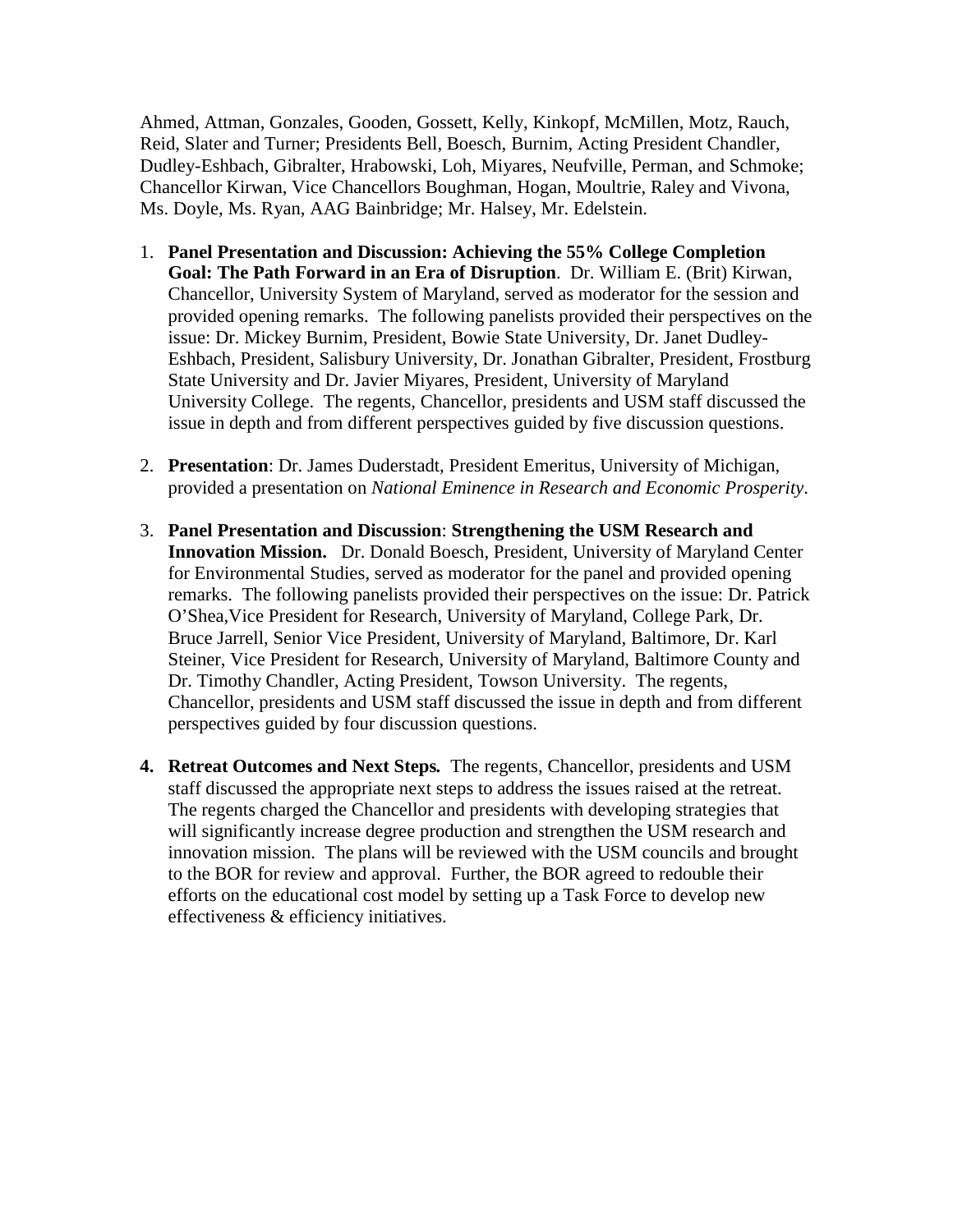Ahmed, Attman, Gonzales, Gooden, Gossett, Kelly, Kinkopf, McMillen, Motz, Rauch, Reid, Slater and Turner; Presidents Bell, Boesch, Burnim, Acting President Chandler, Dudley-Eshbach, Gibralter, Hrabowski, Loh, Miyares, Neufville, Perman, and Schmoke; Chancellor Kirwan, Vice Chancellors Boughman, Hogan, Moultrie, Raley and Vivona, Ms. Doyle, Ms. Ryan, AAG Bainbridge; Mr. Halsey, Mr. Edelstein.

1. **Panel Presentation and Discussion: Achieving the 55% College Completion Goal: The Path Forward in an Era of Disruption**. Dr. William E. (Brit) Kirwan, Chancellor, University System of Maryland, served as moderator for the session and provided opening remarks. The following panelists provided their perspectives on the issue: Dr. Mickey Burnim, President, Bowie State University, Dr. Janet Dudley-Eshbach, President, Salisbury University, Dr. Jonathan Gibralter, President, Frostburg State University and Dr. Javier Miyares, President, University of Maryland University College. The regents, Chancellor, presidents and USM staff discussed the issue in depth and from different perspectives guided by five discussion questions.

2. **Presentation**: Dr. James Duderstadt, President Emeritus, University of Michigan, provided a presentation on *National Eminence in Research and Economic Prosperity*.

3. **Panel Presentation and Discussion**: **Strengthening the USM Research and Innovation Mission.** Dr. Donald Boesch, President, University of Maryland Center for Environmental Studies, served as moderator for the panel and provided opening remarks. The following panelists provided their perspectives on the issue: Dr. Patrick O'Shea,Vice President for Research, University of Maryland, College Park, Dr. Bruce Jarrell, Senior Vice President, University of Maryland, Baltimore, Dr. Karl Steiner, Vice President for Research, University of Maryland, Baltimore County and Dr. Timothy Chandler, Acting President, Towson University. The regents, Chancellor, presidents and USM staff discussed the issue in depth and from different perspectives guided by four discussion questions.

4. **Retreat Outcomes and Next Steps.** The regents, Chancellor, presidents and USM staff discussed the appropriate next steps to address the issues raised at the retreat. The regents charged the Chancellor and presidents with developing strategies that will significantly increase degree production and strengthen the USM research and innovation mission. The plans will be reviewed with the USM councils and brought to the BOR for review and approval. Further, the BOR agreed to redouble their efforts on the educational cost model by setting up a Task Force to develop new effectiveness & efficiency initiatives.